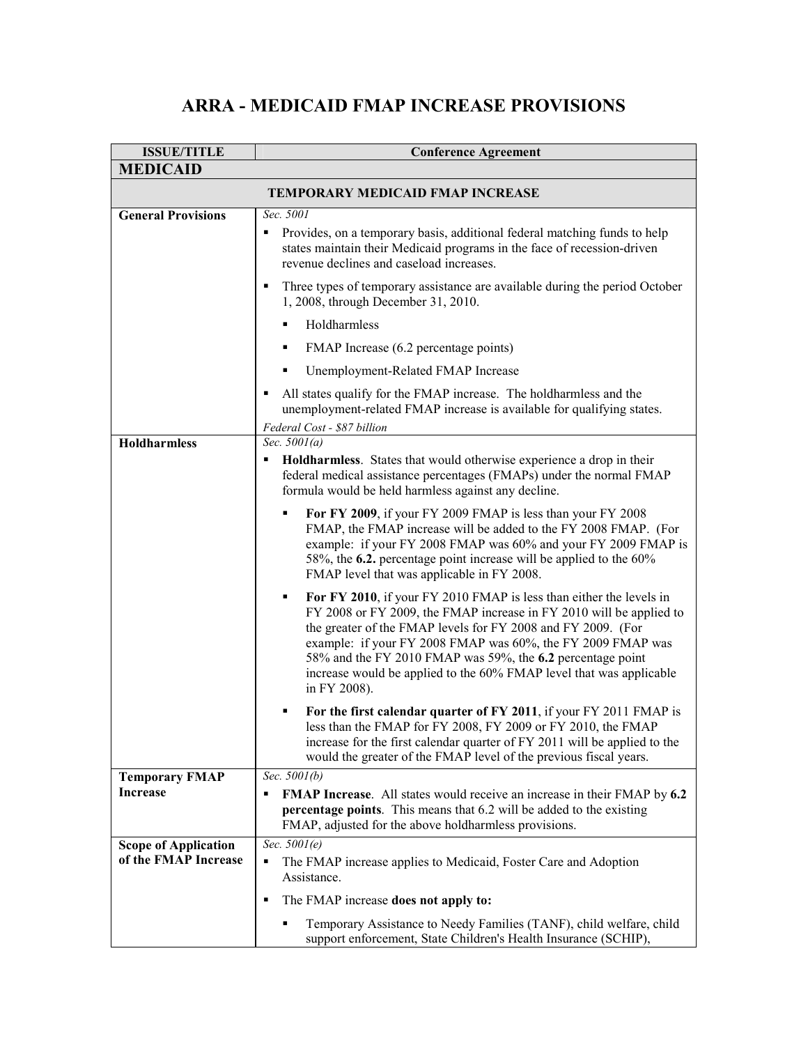# ARRA - MEDICAID FMAP INCREASE PROVISIONS

| ISSUE/TITLE | Conference Agreement |
|---|---|
| **MEDICAID** | |
| | **TEMPORARY MEDICAID FMAP INCREASE** |
| **General Provisions** | *Sec. 5001*<br>▪ Provides, on a temporary basis, additional federal matching funds to help states maintain their Medicaid programs in the face of recession-driven revenue declines and caseload increases.<br>▪ Three types of temporary assistance are available during the period October 1, 2008, through December 31, 2010.<br>&nbsp;&nbsp;&nbsp;&nbsp;▪ Holdharmless<br>&nbsp;&nbsp;&nbsp;&nbsp;▪ FMAP Increase (6.2 percentage points)<br>&nbsp;&nbsp;&nbsp;&nbsp;▪ Unemployment-Related FMAP Increase<br>▪ All states qualify for the FMAP increase. The holdharmless and the unemployment-related FMAP increase is available for qualifying states.<br>*Federal Cost - $87 billion* |
| **Holdharmless** | *Sec. 5001(a)*<br>▪ **Holdharmless**. States that would otherwise experience a drop in their federal medical assistance percentages (FMAPs) under the normal FMAP formula would be held harmless against any decline.<br>&nbsp;&nbsp;&nbsp;&nbsp;▪ **For FY 2009**, if your FY 2009 FMAP is less than your FY 2008 FMAP, the FMAP increase will be added to the FY 2008 FMAP. (For example: if your FY 2008 FMAP was 60% and your FY 2009 FMAP is 58%, the **6.2.** percentage point increase will be applied to the 60% FMAP level that was applicable in FY 2008.<br>&nbsp;&nbsp;&nbsp;&nbsp;▪ **For FY 2010**, if your FY 2010 FMAP is less than either the levels in FY 2008 or FY 2009, the FMAP increase in FY 2010 will be applied to the greater of the FMAP levels for FY 2008 and FY 2009. (For example: if your FY 2008 FMAP was 60%, the FY 2009 FMAP was 58% and the FY 2010 FMAP was 59%, the **6.2** percentage point increase would be applied to the 60% FMAP level that was applicable in FY 2008).<br>&nbsp;&nbsp;&nbsp;&nbsp;▪ **For the first calendar quarter of FY 2011**, if your FY 2011 FMAP is less than the FMAP for FY 2008, FY 2009 or FY 2010, the FMAP increase for the first calendar quarter of FY 2011 will be applied to the would the greater of the FMAP level of the previous fiscal years. |
| **Temporary FMAP Increase** | *Sec. 5001(b)*<br>▪ **FMAP Increase**. All states would receive an increase in their FMAP by **6.2 percentage points**. This means that 6.2 will be added to the existing FMAP, adjusted for the above holdharmless provisions. |
| **Scope of Application of the FMAP Increase** | *Sec. 5001(e)*<br>▪ The FMAP increase applies to Medicaid, Foster Care and Adoption Assistance.<br>▪ The FMAP increase **does not apply to:**<br>&nbsp;&nbsp;&nbsp;&nbsp;▪ Temporary Assistance to Needy Families (TANF), child welfare, child support enforcement, State Children's Health Insurance (SCHIP), |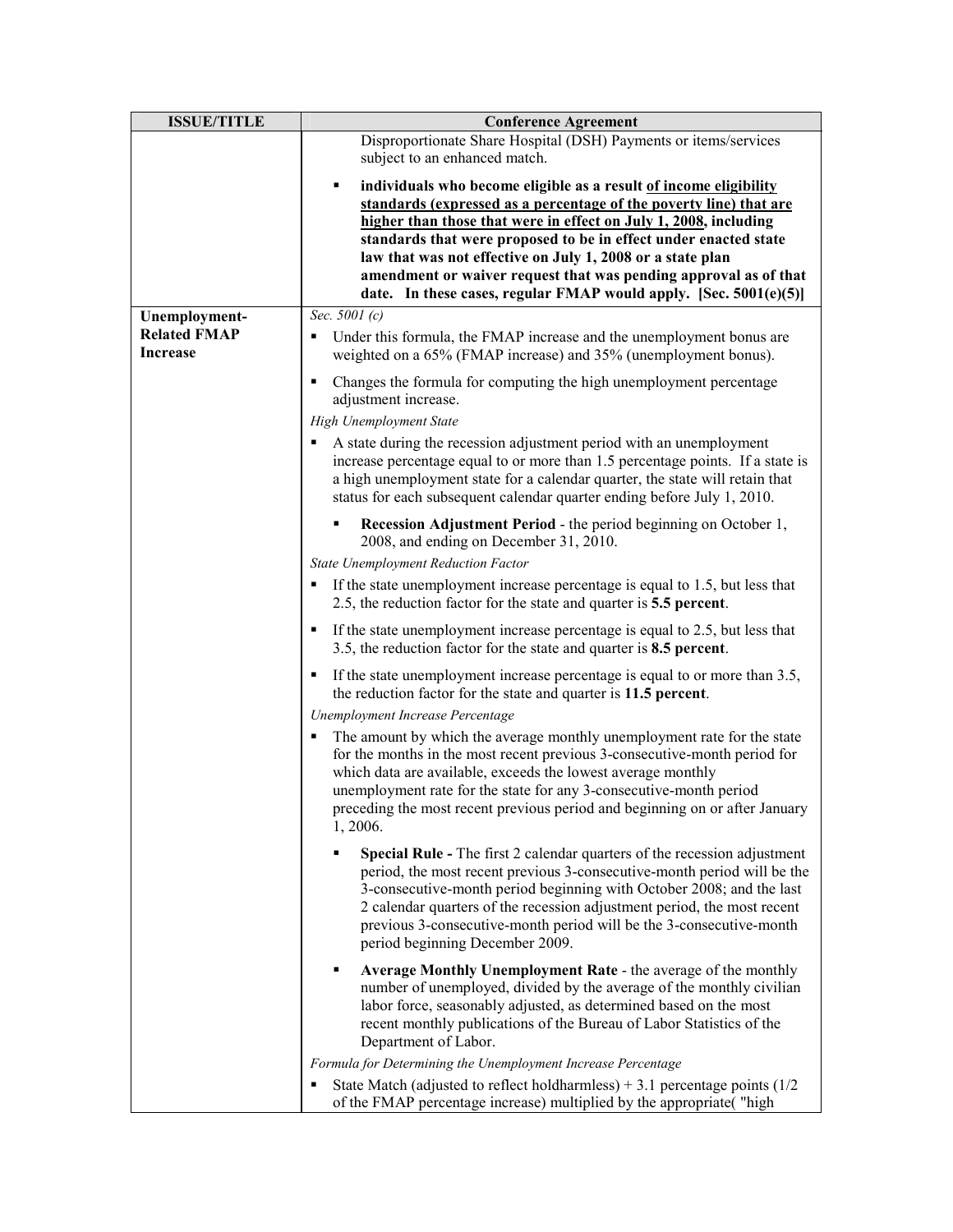| ISSUE/TITLE | Conference Agreement |
|---|---|
| | Disproportionate Share Hospital (DSH) Payments or items/services subject to an enhanced match.<br><br>▪ **individuals who become eligible as a result <u>of income eligibility standards (expressed as a percentage of the poverty line) that are higher than those that were in effect on July 1, 2008</u>, including standards that were proposed to be in effect under enacted state law that was not effective on July 1, 2008 or a state plan amendment or waiver request that was pending approval as of that date. In these cases, regular FMAP would apply. [Sec. 5001(e)(5)]** |
| **Unemployment-Related FMAP Increase** | *Sec. 5001 (c)*<br><br>▪ Under this formula, the FMAP increase and the unemployment bonus are weighted on a 65% (FMAP increase) and 35% (unemployment bonus).<br><br>▪ Changes the formula for computing the high unemployment percentage adjustment increase.<br><br>*High Unemployment State*<br><br>▪ A state during the recession adjustment period with an unemployment increase percentage equal to or more than 1.5 percentage points. If a state is a high unemployment state for a calendar quarter, the state will retain that status for each subsequent calendar quarter ending before July 1, 2010.<br><br>▪ **Recession Adjustment Period** - the period beginning on October 1, 2008, and ending on December 31, 2010.<br><br>*State Unemployment Reduction Factor*<br><br>▪ If the state unemployment increase percentage is equal to 1.5, but less that 2.5, the reduction factor for the state and quarter is **5.5 percent**.<br><br>▪ If the state unemployment increase percentage is equal to 2.5, but less that 3.5, the reduction factor for the state and quarter is **8.5 percent**.<br><br>▪ If the state unemployment increase percentage is equal to or more than 3.5, the reduction factor for the state and quarter is **11.5 percent**.<br><br>*Unemployment Increase Percentage*<br><br>▪ The amount by which the average monthly unemployment rate for the state for the months in the most recent previous 3-consecutive-month period for which data are available, exceeds the lowest average monthly unemployment rate for the state for any 3-consecutive-month period preceding the most recent previous period and beginning on or after January 1, 2006.<br><br>▪ **Special Rule -** The first 2 calendar quarters of the recession adjustment period, the most recent previous 3-consecutive-month period will be the 3-consecutive-month period beginning with October 2008; and the last 2 calendar quarters of the recession adjustment period, the most recent previous 3-consecutive-month period will be the 3-consecutive-month period beginning December 2009.<br><br>▪ **Average Monthly Unemployment Rate** - the average of the monthly number of unemployed, divided by the average of the monthly civilian labor force, seasonably adjusted, as determined based on the most recent monthly publications of the Bureau of Labor Statistics of the Department of Labor.<br><br>*Formula for Determining the Unemployment Increase Percentage*<br><br>▪ State Match (adjusted to reflect holdharmless) + 3.1 percentage points (1/2 of the FMAP percentage increase) multiplied by the appropriate( "high |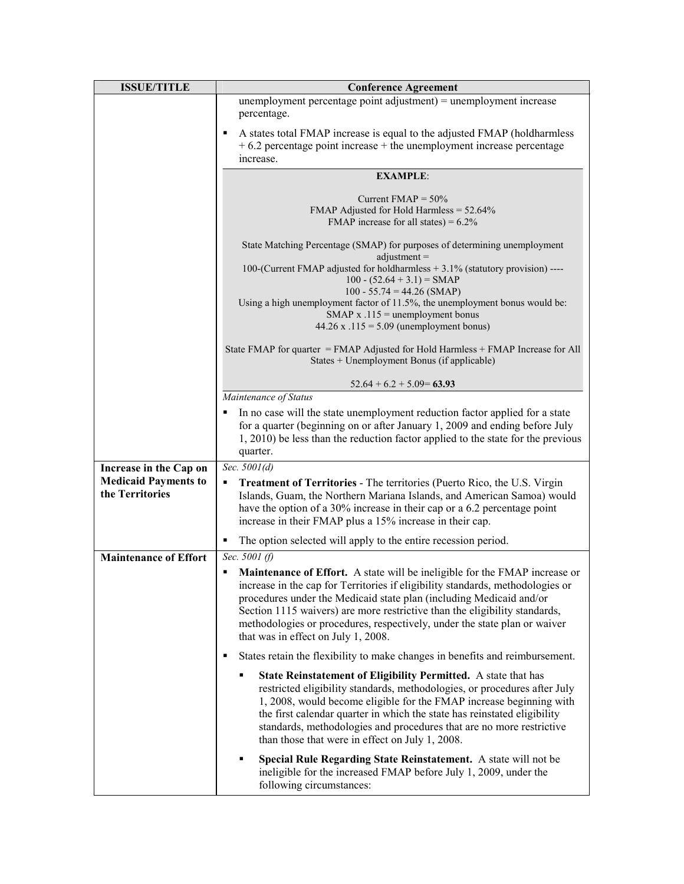| ISSUE/TITLE | Conference Agreement |
|---|---|
| | unemployment percentage point adjustment) = unemployment increase percentage.<br><br>▪ A states total FMAP increase is equal to the adjusted FMAP (holdharmless + 6.2 percentage point increase + the unemployment increase percentage increase.<br><br>**EXAMPLE**:<br><br>Current FMAP = 50%<br>FMAP Adjusted for Hold Harmless = 52.64%<br>FMAP increase for all states) = 6.2%<br><br>State Matching Percentage (SMAP) for purposes of determining unemployment adjustment =<br>100-(Current FMAP adjusted for holdharmless + 3.1% (statutory provision) ----<br>100 - (52.64 + 3.1) = SMAP<br>100 - 55.74 = 44.26 (SMAP)<br>Using a high unemployment factor of 11.5%, the unemployment bonus would be:<br>SMAP x .115 = unemployment bonus<br>44.26 x .115 = 5.09 (unemployment bonus)<br><br>State FMAP for quarter = FMAP Adjusted for Hold Harmless + FMAP Increase for All States + Unemployment Bonus (if applicable)<br><br>52.64 + 6.2 + 5.09= **63.93**<br><br>*Maintenance of Status*<br><br>▪ In no case will the state unemployment reduction factor applied for a state for a quarter (beginning on or after January 1, 2009 and ending before July 1, 2010) be less than the reduction factor applied to the state for the previous quarter. |
| **Increase in the Cap on Medicaid Payments to the Territories** | *Sec. 5001(d)*<br><br>▪ **Treatment of Territories** - The territories (Puerto Rico, the U.S. Virgin Islands, Guam, the Northern Mariana Islands, and American Samoa) would have the option of a 30% increase in their cap or a 6.2 percentage point increase in their FMAP plus a 15% increase in their cap.<br><br>▪ The option selected will apply to the entire recession period. |
| **Maintenance of Effort** | *Sec. 5001 (f)*<br><br>▪ **Maintenance of Effort.** A state will be ineligible for the FMAP increase or increase in the cap for Territories if eligibility standards, methodologies or procedures under the Medicaid state plan (including Medicaid and/or Section 1115 waivers) are more restrictive than the eligibility standards, methodologies or procedures, respectively, under the state plan or waiver that was in effect on July 1, 2008.<br><br>▪ States retain the flexibility to make changes in benefits and reimbursement.<br><br>▪ **State Reinstatement of Eligibility Permitted.** A state that has restricted eligibility standards, methodologies, or procedures after July 1, 2008, would become eligible for the FMAP increase beginning with the first calendar quarter in which the state has reinstated eligibility standards, methodologies and procedures that are no more restrictive than those that were in effect on July 1, 2008.<br><br>▪ **Special Rule Regarding State Reinstatement.** A state will not be ineligible for the increased FMAP before July 1, 2009, under the following circumstances: |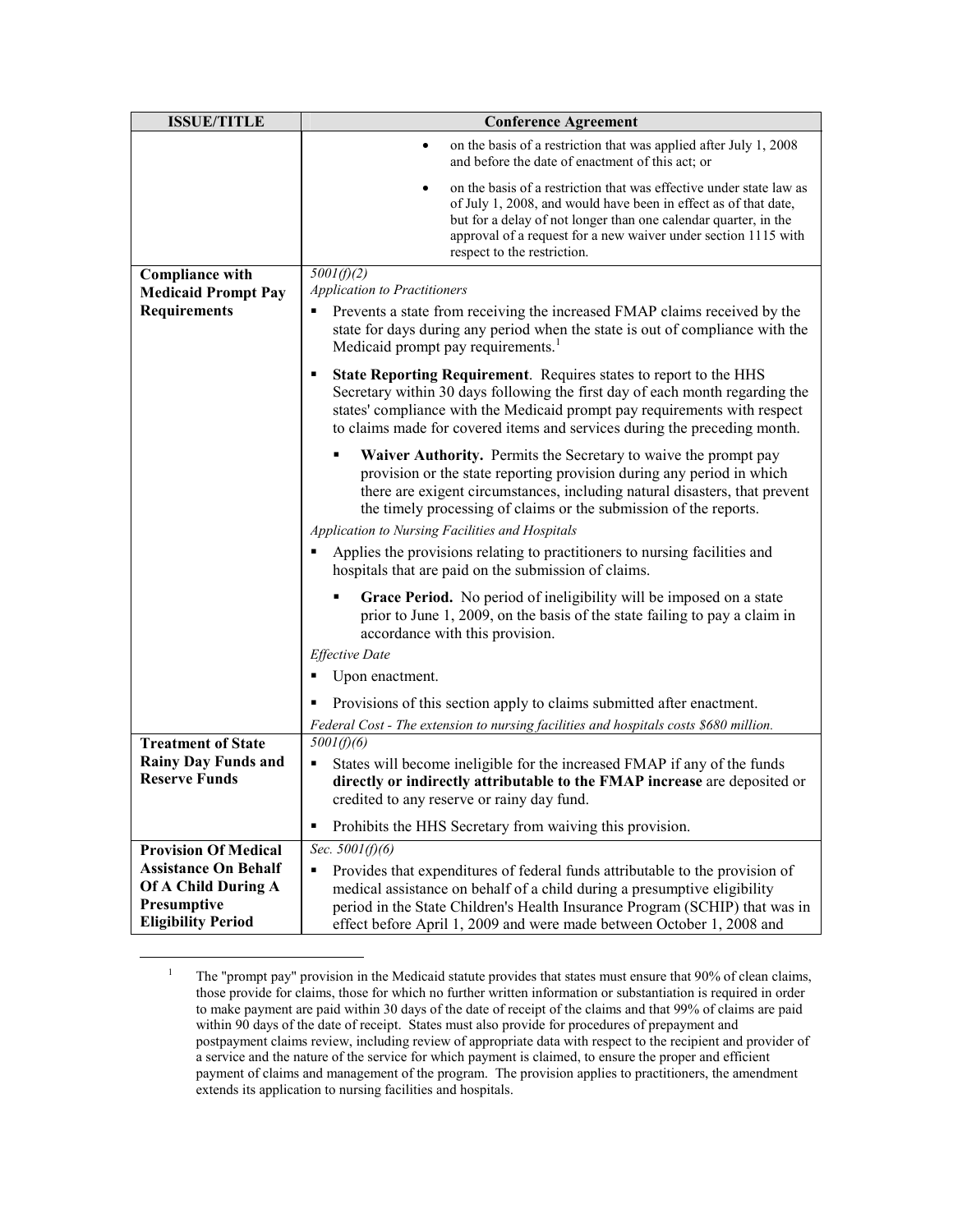| ISSUE/TITLE | Conference Agreement |
|---|---|
| | • on the basis of a restriction that was applied after July 1, 2008 and before the date of enactment of this act; or<br><br>• on the basis of a restriction that was effective under state law as of July 1, 2008, and would have been in effect as of that date, but for a delay of not longer than one calendar quarter, in the approval of a request for a new waiver under section 1115 with respect to the restriction. |
| **Compliance with Medicaid Prompt Pay Requirements** | *5001(f)(2)*<br>*Application to Practitioners*<br>▪ Prevents a state from receiving the increased FMAP claims received by the state for days during any period when the state is out of compliance with the Medicaid prompt pay requirements.[1]<br><br>▪ **State Reporting Requirement**. Requires states to report to the HHS Secretary within 30 days following the first day of each month regarding the states' compliance with the Medicaid prompt pay requirements with respect to claims made for covered items and services during the preceding month.<br><br>▪ **Waiver Authority.** Permits the Secretary to waive the prompt pay provision or the state reporting provision during any period in which there are exigent circumstances, including natural disasters, that prevent the timely processing of claims or the submission of the reports.<br><br>*Application to Nursing Facilities and Hospitals*<br>▪ Applies the provisions relating to practitioners to nursing facilities and hospitals that are paid on the submission of claims.<br><br>▪ **Grace Period.** No period of ineligibility will be imposed on a state prior to June 1, 2009, on the basis of the state failing to pay a claim in accordance with this provision.<br><br>*Effective Date*<br>▪ Upon enactment.<br><br>▪ Provisions of this section apply to claims submitted after enactment.<br><br>*Federal Cost - The extension to nursing facilities and hospitals costs $680 million.* |
| **Treatment of State Rainy Day Funds and Reserve Funds** | *5001(f)(6)*<br>▪ States will become ineligible for the increased FMAP if any of the funds **directly or indirectly attributable to the FMAP increase** are deposited or credited to any reserve or rainy day fund.<br><br>▪ Prohibits the HHS Secretary from waiving this provision. |
| **Provision Of Medical Assistance On Behalf Of A Child During A Presumptive Eligibility Period** | *Sec. 5001(f)(6)*<br>▪ Provides that expenditures of federal funds attributable to the provision of medical assistance on behalf of a child during a presumptive eligibility period in the State Children's Health Insurance Program (SCHIP) that was in effect before April 1, 2009 and were made between October 1, 2008 and |

[1] The "prompt pay" provision in the Medicaid statute provides that states must ensure that 90% of clean claims, those provide for claims, those for which no further written information or substantiation is required in order to make payment are paid within 30 days of the date of receipt of the claims and that 99% of claims are paid within 90 days of the date of receipt. States must also provide for procedures of prepayment and postpayment claims review, including review of appropriate data with respect to the recipient and provider of a service and the nature of the service for which payment is claimed, to ensure the proper and efficient payment of claims and management of the program. The provision applies to practitioners, the amendment extends its application to nursing facilities and hospitals.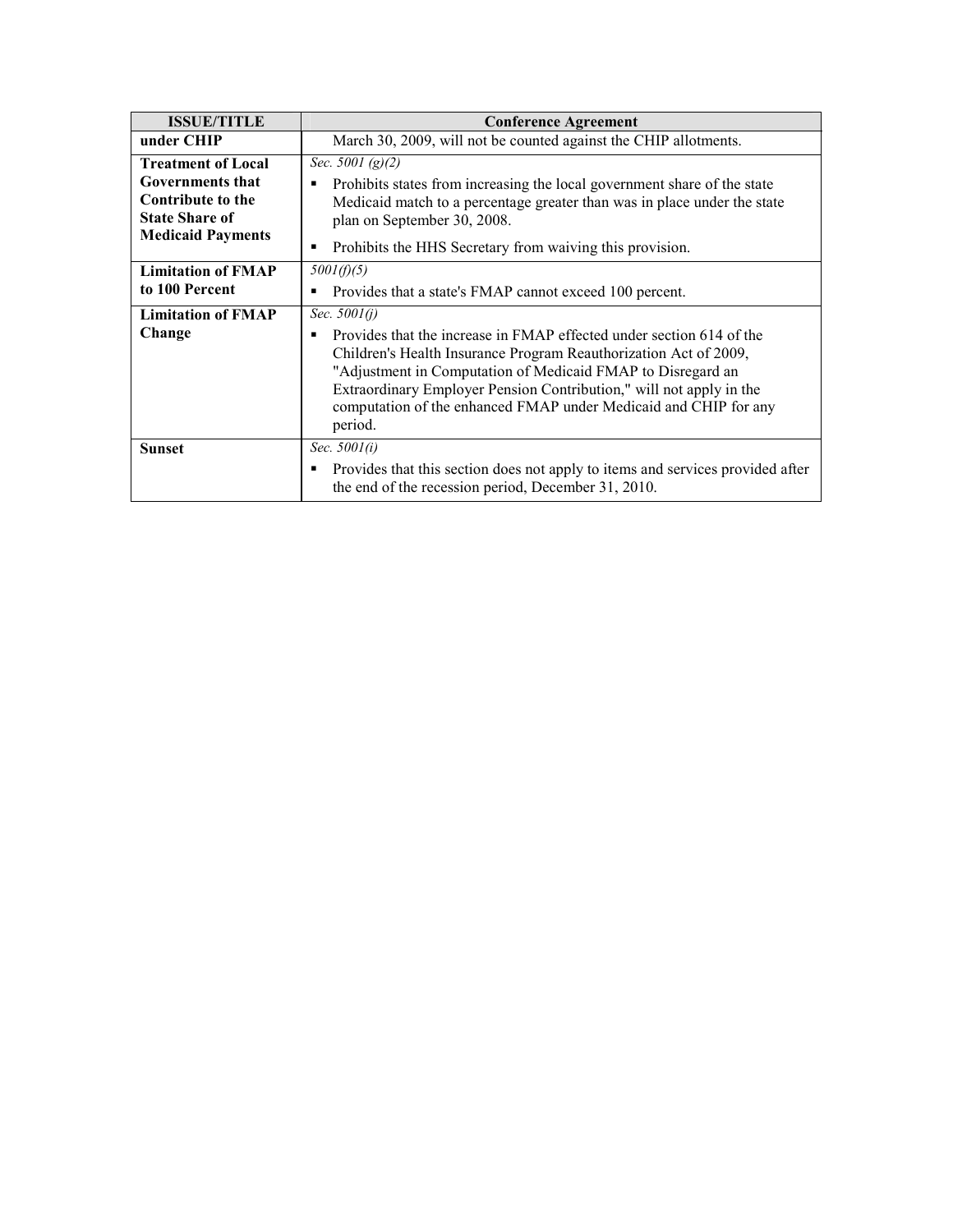| ISSUE/TITLE | Conference Agreement |
|---|---|
| under CHIP | March 30, 2009, will not be counted against the CHIP allotments. |
| Treatment of Local Governments that Contribute to the State Share of Medicaid Payments | *Sec. 5001 (g)(2)*<br>▪ Prohibits states from increasing the local government share of the state Medicaid match to a percentage greater than was in place under the state plan on September 30, 2008.<br>▪ Prohibits the HHS Secretary from waiving this provision. |
| Limitation of FMAP to 100 Percent | *5001(f)(5)*<br>▪ Provides that a state's FMAP cannot exceed 100 percent. |
| Limitation of FMAP Change | *Sec. 5001(j)*<br>▪ Provides that the increase in FMAP effected under section 614 of the Children's Health Insurance Program Reauthorization Act of 2009, "Adjustment in Computation of Medicaid FMAP to Disregard an Extraordinary Employer Pension Contribution," will not apply in the computation of the enhanced FMAP under Medicaid and CHIP for any period. |
| Sunset | *Sec. 5001(i)*<br>▪ Provides that this section does not apply to items and services provided after the end of the recession period, December 31, 2010. |